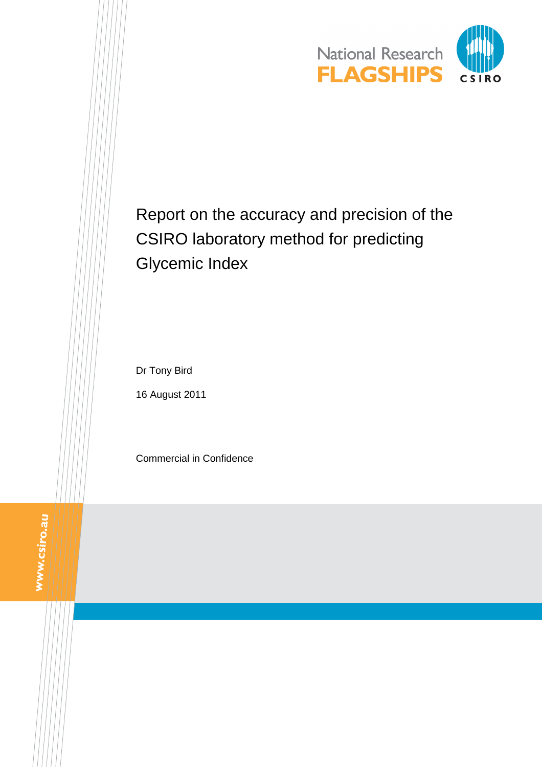National Research FLAGSHIPS

CSIRO

# Report on the accuracy and precision of the CSIRO laboratory method for predicting Glycemic Index

Dr Tony Bird

16 August 2011

Commercial in Confidence

www.csiro.au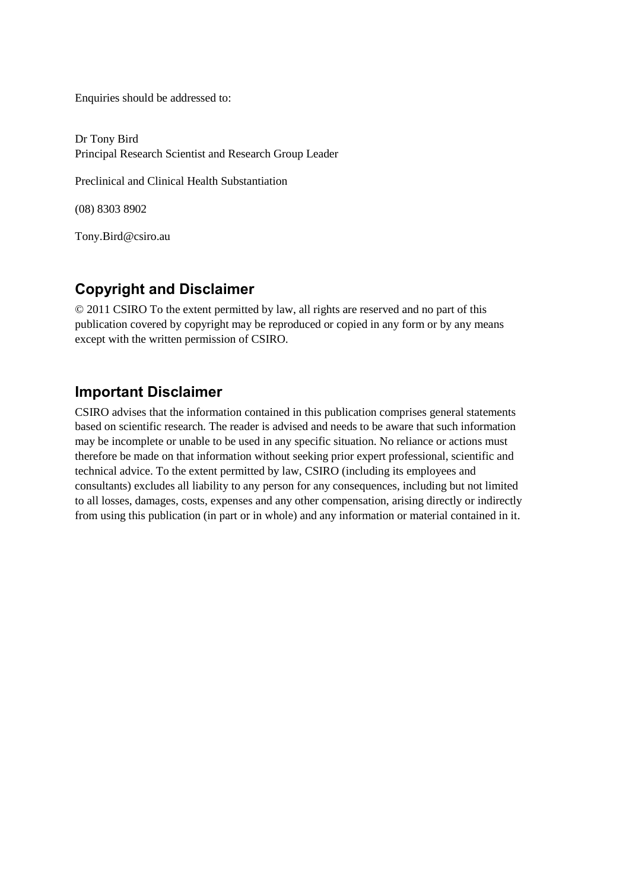Enquiries should be addressed to:

Dr Tony Bird
Principal Research Scientist and Research Group Leader

Preclinical and Clinical Health Substantiation

(08) 8303 8902

Tony.Bird@csiro.au

## Copyright and Disclaimer

© 2011 CSIRO To the extent permitted by law, all rights are reserved and no part of this publication covered by copyright may be reproduced or copied in any form or by any means except with the written permission of CSIRO.

## Important Disclaimer

CSIRO advises that the information contained in this publication comprises general statements based on scientific research. The reader is advised and needs to be aware that such information may be incomplete or unable to be used in any specific situation. No reliance or actions must therefore be made on that information without seeking prior expert professional, scientific and technical advice. To the extent permitted by law, CSIRO (including its employees and consultants) excludes all liability to any person for any consequences, including but not limited to all losses, damages, costs, expenses and any other compensation, arising directly or indirectly from using this publication (in part or in whole) and any information or material contained in it.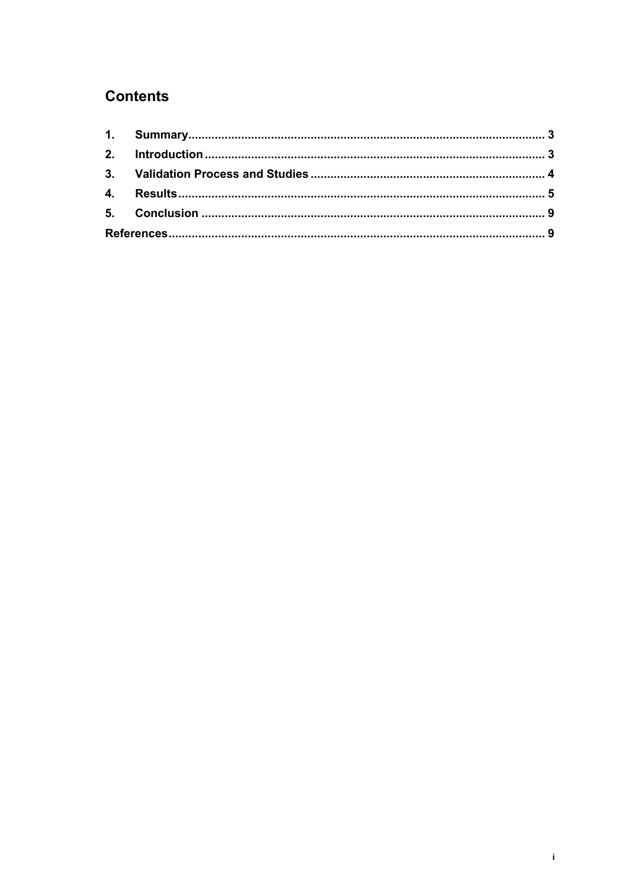# Contents

1. **Summary** ........................................................................................................ 3
2. **Introduction** ................................................................................................... 3
3. **Validation Process and Studies** ..................................................................... 4
4. **Results** ............................................................................................................ 5
5. **Conclusion** ...................................................................................................... 9

**References** ............................................................................................................ 9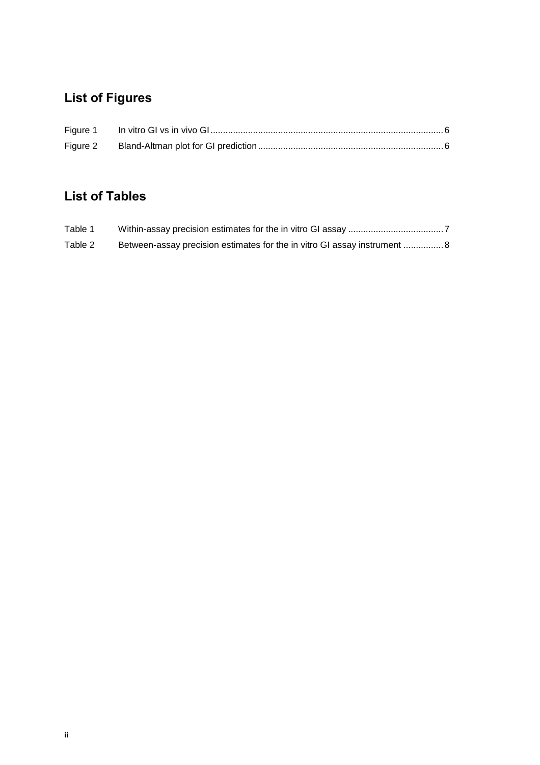## List of Figures

| | | |
|---|---|---|
| Figure 1 | In vitro GI vs in vivo GI | 6 |
| Figure 2 | Bland-Altman plot for GI prediction | 6 |

## List of Tables

| | | |
|---|---|---|
| Table 1 | Within-assay precision estimates for the in vitro GI assay | 7 |
| Table 2 | Between-assay precision estimates for the in vitro GI assay instrument | 8 |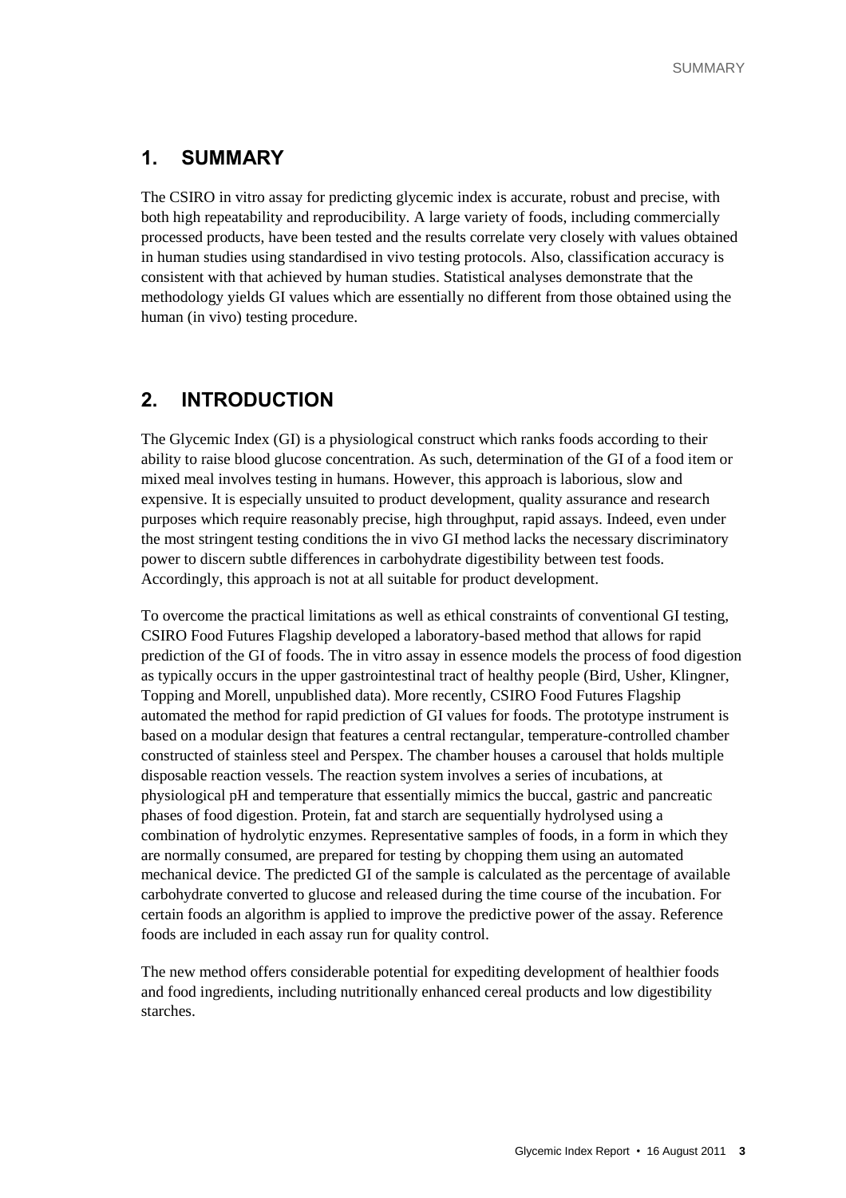## 1. SUMMARY

The CSIRO in vitro assay for predicting glycemic index is accurate, robust and precise, with both high repeatability and reproducibility. A large variety of foods, including commercially processed products, have been tested and the results correlate very closely with values obtained in human studies using standardised in vivo testing protocols. Also, classification accuracy is consistent with that achieved by human studies. Statistical analyses demonstrate that the methodology yields GI values which are essentially no different from those obtained using the human (in vivo) testing procedure.

## 2. INTRODUCTION

The Glycemic Index (GI) is a physiological construct which ranks foods according to their ability to raise blood glucose concentration. As such, determination of the GI of a food item or mixed meal involves testing in humans. However, this approach is laborious, slow and expensive. It is especially unsuited to product development, quality assurance and research purposes which require reasonably precise, high throughput, rapid assays. Indeed, even under the most stringent testing conditions the in vivo GI method lacks the necessary discriminatory power to discern subtle differences in carbohydrate digestibility between test foods. Accordingly, this approach is not at all suitable for product development.

To overcome the practical limitations as well as ethical constraints of conventional GI testing, CSIRO Food Futures Flagship developed a laboratory-based method that allows for rapid prediction of the GI of foods. The in vitro assay in essence models the process of food digestion as typically occurs in the upper gastrointestinal tract of healthy people (Bird, Usher, Klingner, Topping and Morell, unpublished data). More recently, CSIRO Food Futures Flagship automated the method for rapid prediction of GI values for foods. The prototype instrument is based on a modular design that features a central rectangular, temperature-controlled chamber constructed of stainless steel and Perspex. The chamber houses a carousel that holds multiple disposable reaction vessels. The reaction system involves a series of incubations, at physiological pH and temperature that essentially mimics the buccal, gastric and pancreatic phases of food digestion. Protein, fat and starch are sequentially hydrolysed using a combination of hydrolytic enzymes. Representative samples of foods, in a form in which they are normally consumed, are prepared for testing by chopping them using an automated mechanical device. The predicted GI of the sample is calculated as the percentage of available carbohydrate converted to glucose and released during the time course of the incubation. For certain foods an algorithm is applied to improve the predictive power of the assay. Reference foods are included in each assay run for quality control.

The new method offers considerable potential for expediting development of healthier foods and food ingredients, including nutritionally enhanced cereal products and low digestibility starches.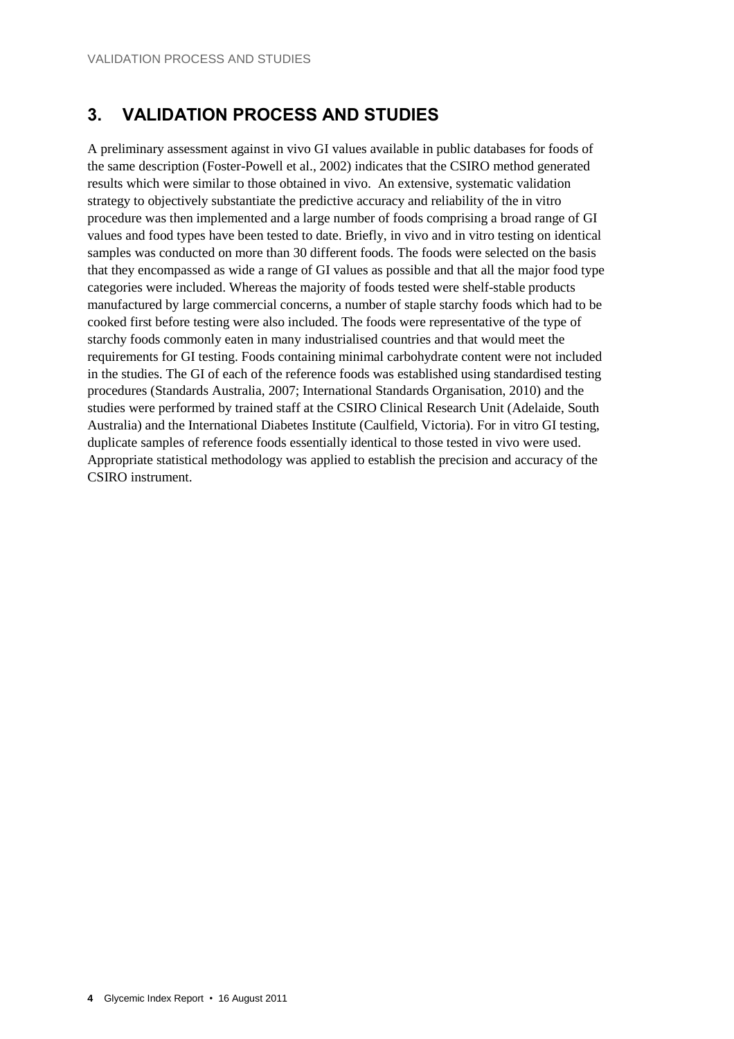# 3. VALIDATION PROCESS AND STUDIES

A preliminary assessment against in vivo GI values available in public databases for foods of the same description (Foster-Powell et al., 2002) indicates that the CSIRO method generated results which were similar to those obtained in vivo. An extensive, systematic validation strategy to objectively substantiate the predictive accuracy and reliability of the in vitro procedure was then implemented and a large number of foods comprising a broad range of GI values and food types have been tested to date. Briefly, in vivo and in vitro testing on identical samples was conducted on more than 30 different foods. The foods were selected on the basis that they encompassed as wide a range of GI values as possible and that all the major food type categories were included. Whereas the majority of foods tested were shelf-stable products manufactured by large commercial concerns, a number of staple starchy foods which had to be cooked first before testing were also included. The foods were representative of the type of starchy foods commonly eaten in many industrialised countries and that would meet the requirements for GI testing. Foods containing minimal carbohydrate content were not included in the studies. The GI of each of the reference foods was established using standardised testing procedures (Standards Australia, 2007; International Standards Organisation, 2010) and the studies were performed by trained staff at the CSIRO Clinical Research Unit (Adelaide, South Australia) and the International Diabetes Institute (Caulfield, Victoria). For in vitro GI testing, duplicate samples of reference foods essentially identical to those tested in vivo were used. Appropriate statistical methodology was applied to establish the precision and accuracy of the CSIRO instrument.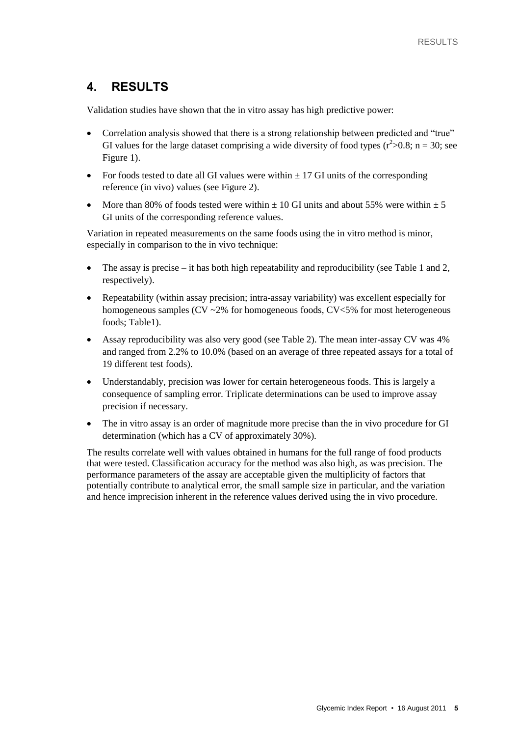## 4. RESULTS

Validation studies have shown that the in vitro assay has high predictive power:

- Correlation analysis showed that there is a strong relationship between predicted and "true" GI values for the large dataset comprising a wide diversity of food types ($r^2$>0.8; n = 30; see Figure 1).
- For foods tested to date all GI values were within ± 17 GI units of the corresponding reference (in vivo) values (see Figure 2).
- More than 80% of foods tested were within ± 10 GI units and about 55% were within ± 5 GI units of the corresponding reference values.

Variation in repeated measurements on the same foods using the in vitro method is minor, especially in comparison to the in vivo technique:

- The assay is precise – it has both high repeatability and reproducibility (see Table 1 and 2, respectively).
- Repeatability (within assay precision; intra-assay variability) was excellent especially for homogeneous samples (CV ~2% for homogeneous foods, CV<5% for most heterogeneous foods; Table1).
- Assay reproducibility was also very good (see Table 2). The mean inter-assay CV was 4% and ranged from 2.2% to 10.0% (based on an average of three repeated assays for a total of 19 different test foods).
- Understandably, precision was lower for certain heterogeneous foods. This is largely a consequence of sampling error. Triplicate determinations can be used to improve assay precision if necessary.
- The in vitro assay is an order of magnitude more precise than the in vivo procedure for GI determination (which has a CV of approximately 30%).

The results correlate well with values obtained in humans for the full range of food products that were tested. Classification accuracy for the method was also high, as was precision. The performance parameters of the assay are acceptable given the multiplicity of factors that potentially contribute to analytical error, the small sample size in particular, and the variation and hence imprecision inherent in the reference values derived using the in vivo procedure.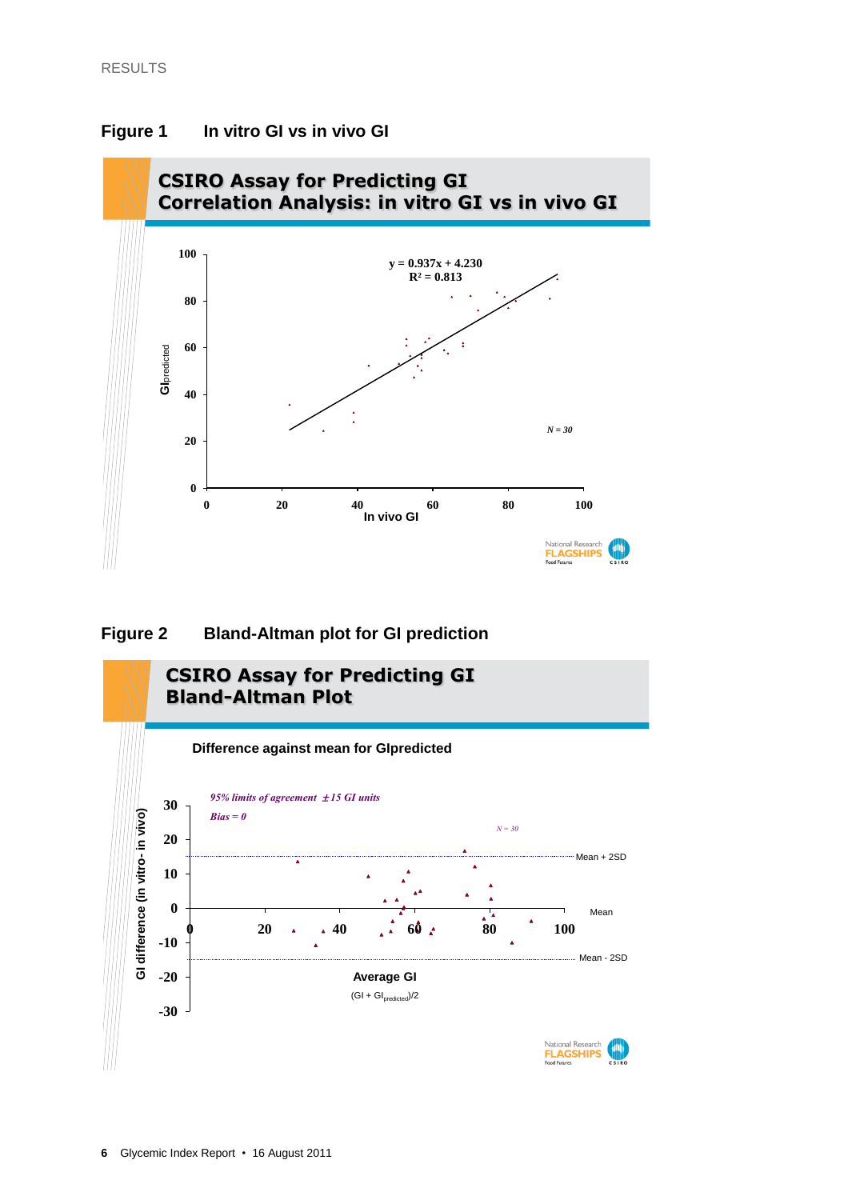RESULTS

## Figure 1 In vitro GI vs in vivo GI

**CSIRO Assay for Predicting GI**
**Correlation Analysis: in vitro GI vs in vivo GI**

$y = 0.937x + 4.230$
$R^2 = 0.813$

N = 30

GIpredicted

In vivo GI

## Figure 2 Bland-Altman plot for GI prediction

**CSIRO Assay for Predicting GI**
**Bland-Altman Plot**

**Difference against mean for GIpredicted**

*95% limits of agreement ± 15 GI units*

*Bias = 0*

N = 30

Mean + 2SD

Mean

Mean - 2SD

GI difference (in vitro- in vivo)

**Average GI**

$(GI + GI_{predicted})/2$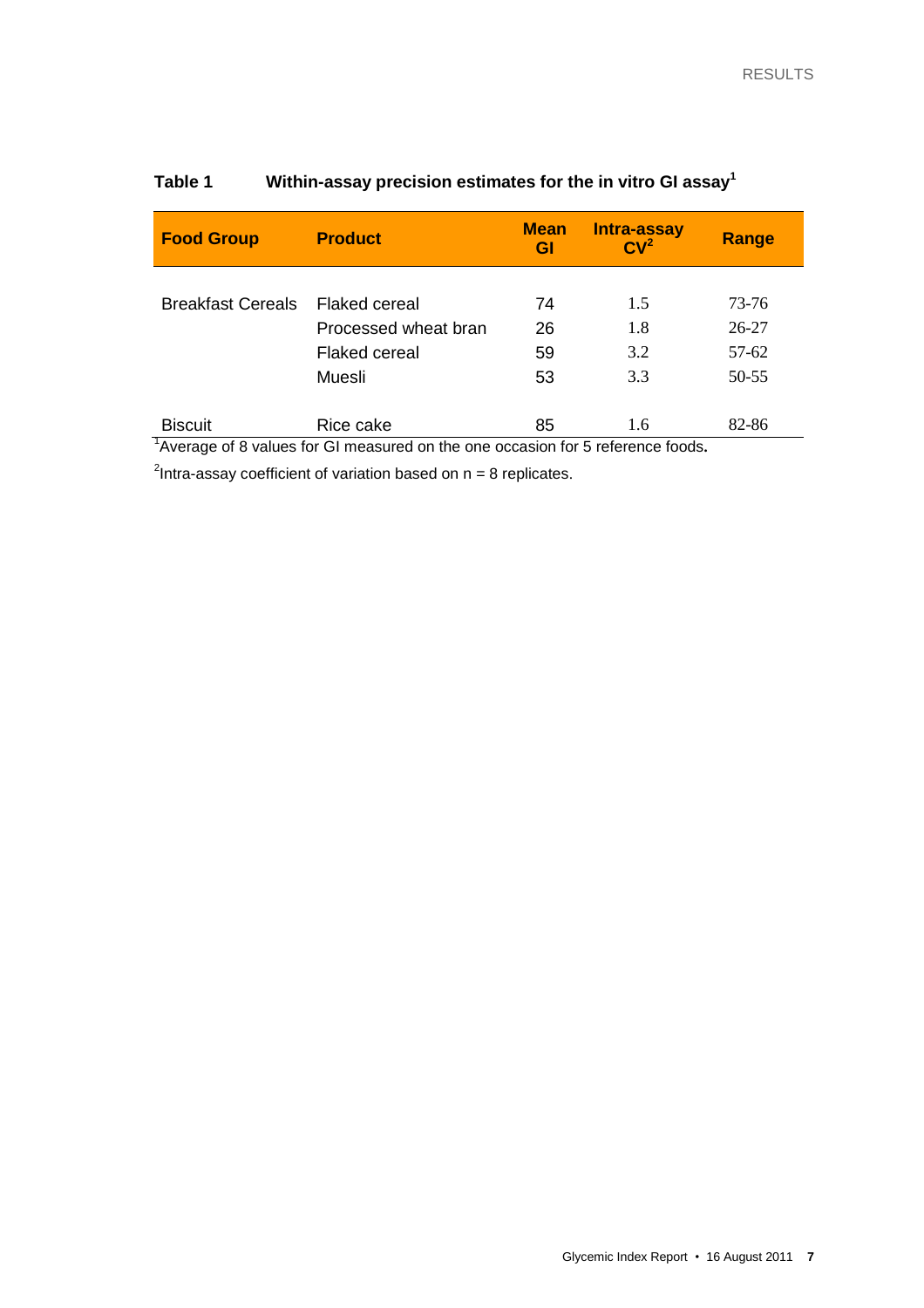**Table 1 Within-assay precision estimates for the in vitro GI assay[1]**

| Food Group | Product | Mean GI | Intra-assay CV[2] | Range |
|---|---|---|---|---|
| Breakfast Cereals | Flaked cereal | 74 | 1.5 | 73-76 |
| | Processed wheat bran | 26 | 1.8 | 26-27 |
| | Flaked cereal | 59 | 3.2 | 57-62 |
| | Muesli | 53 | 3.3 | 50-55 |
| Biscuit | Rice cake | 85 | 1.6 | 82-86 |

[1]Average of 8 values for GI measured on the one occasion for 5 reference foods.

[2]Intra-assay coefficient of variation based on n = 8 replicates.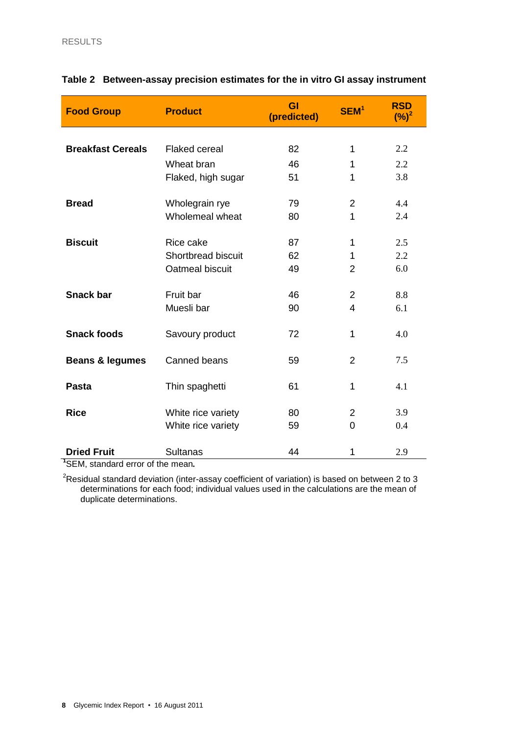**Table 2 Between-assay precision estimates for the in vitro GI assay instrument**

| Food Group | Product | GI (predicted) | SEM[1] | RSD (%)[2] |
|---|---|---|---|---|
| **Breakfast Cereals** | Flaked cereal | 82 | 1 | 2.2 |
| | Wheat bran | 46 | 1 | 2.2 |
| | Flaked, high sugar | 51 | 1 | 3.8 |
| **Bread** | Wholegrain rye | 79 | 2 | 4.4 |
| | Wholemeal wheat | 80 | 1 | 2.4 |
| **Biscuit** | Rice cake | 87 | 1 | 2.5 |
| | Shortbread biscuit | 62 | 1 | 2.2 |
| | Oatmeal biscuit | 49 | 2 | 6.0 |
| **Snack bar** | Fruit bar | 46 | 2 | 8.8 |
| | Muesli bar | 90 | 4 | 6.1 |
| **Snack foods** | Savoury product | 72 | 1 | 4.0 |
| **Beans & legumes** | Canned beans | 59 | 2 | 7.5 |
| **Pasta** | Thin spaghetti | 61 | 1 | 4.1 |
| **Rice** | White rice variety | 80 | 2 | 3.9 |
| | White rice variety | 59 | 0 | 0.4 |
| **Dried Fruit** | Sultanas | 44 | 1 | 2.9 |

[1]SEM, standard error of the mean.

[2]Residual standard deviation (inter-assay coefficient of variation) is based on between 2 to 3 determinations for each food; individual values used in the calculations are the mean of duplicate determinations.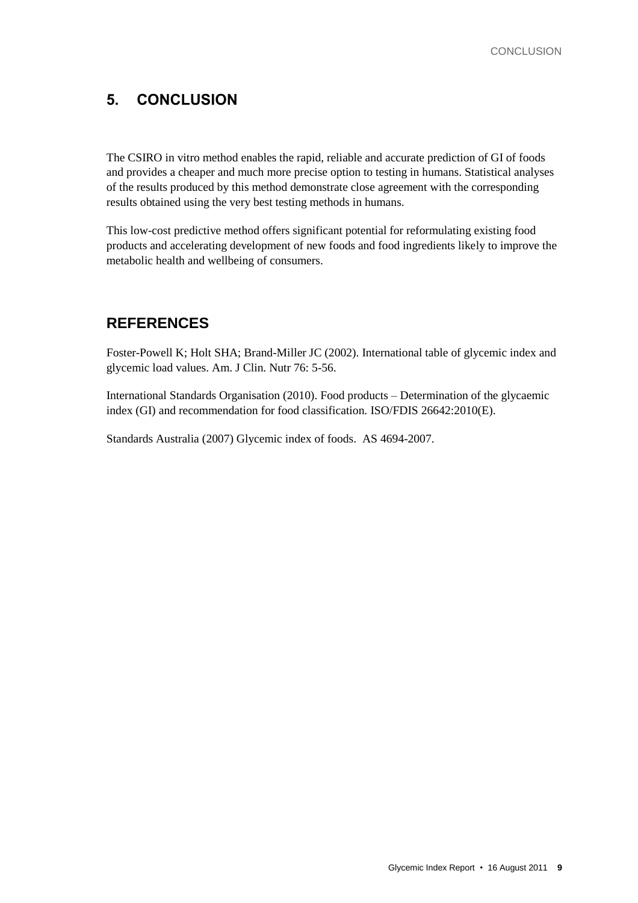## 5. CONCLUSION

The CSIRO in vitro method enables the rapid, reliable and accurate prediction of GI of foods and provides a cheaper and much more precise option to testing in humans. Statistical analyses of the results produced by this method demonstrate close agreement with the corresponding results obtained using the very best testing methods in humans.

This low-cost predictive method offers significant potential for reformulating existing food products and accelerating development of new foods and food ingredients likely to improve the metabolic health and wellbeing of consumers.

## REFERENCES

Foster-Powell K; Holt SHA; Brand-Miller JC (2002). International table of glycemic index and glycemic load values. Am. J Clin. Nutr 76: 5-56.

International Standards Organisation (2010). Food products – Determination of the glycaemic index (GI) and recommendation for food classification. ISO/FDIS 26642:2010(E).

Standards Australia (2007) Glycemic index of foods. AS 4694-2007.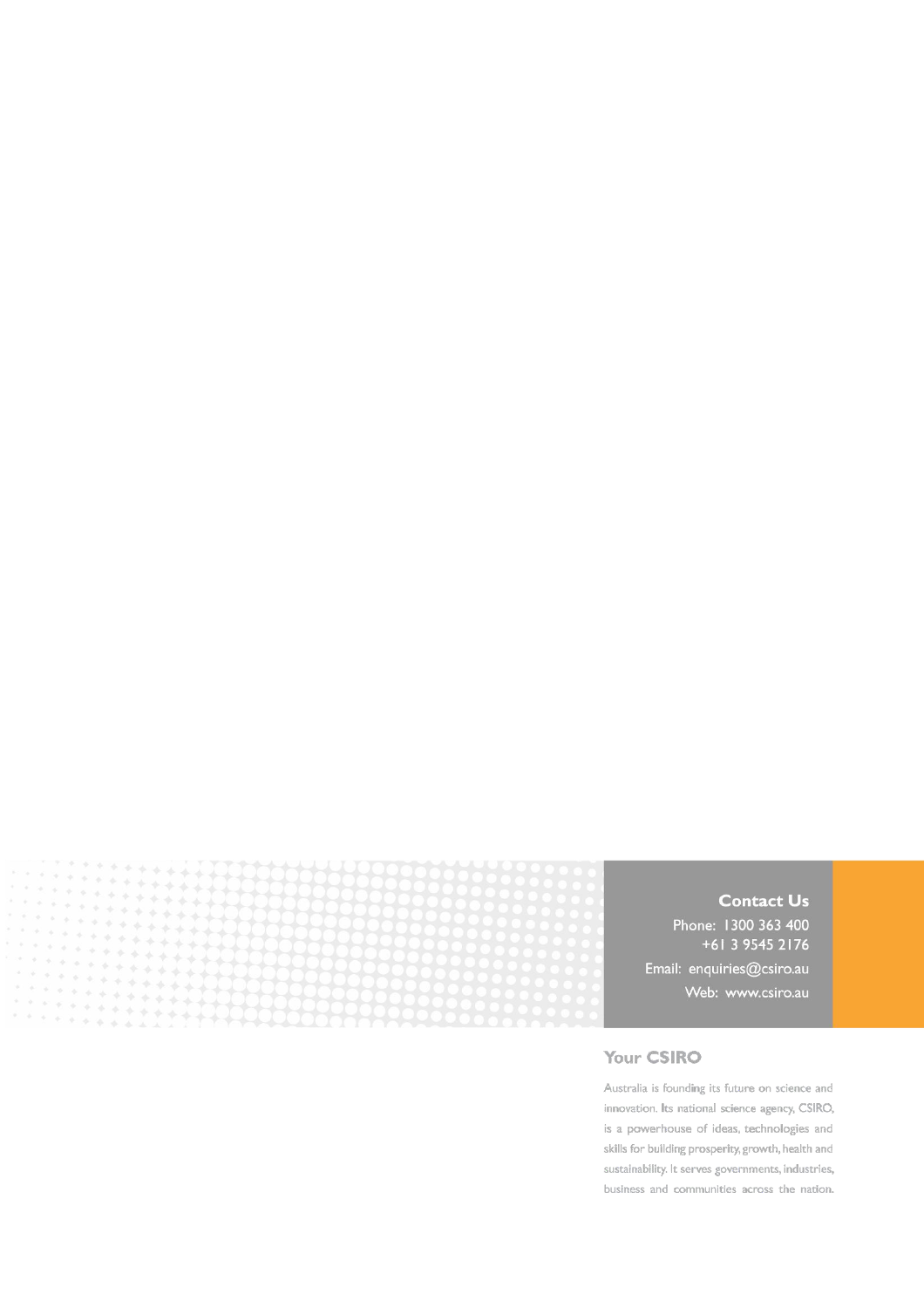## Contact Us

Phone: 1300 363 400
+61 3 9545 2176

Email: enquiries@csiro.au

Web: www.csiro.au

## Your CSIRO

Australia is founding its future on science and innovation. Its national science agency, CSIRO, is a powerhouse of ideas, technologies and skills for building prosperity, growth, health and sustainability. It serves governments, industries, business and communities across the nation.